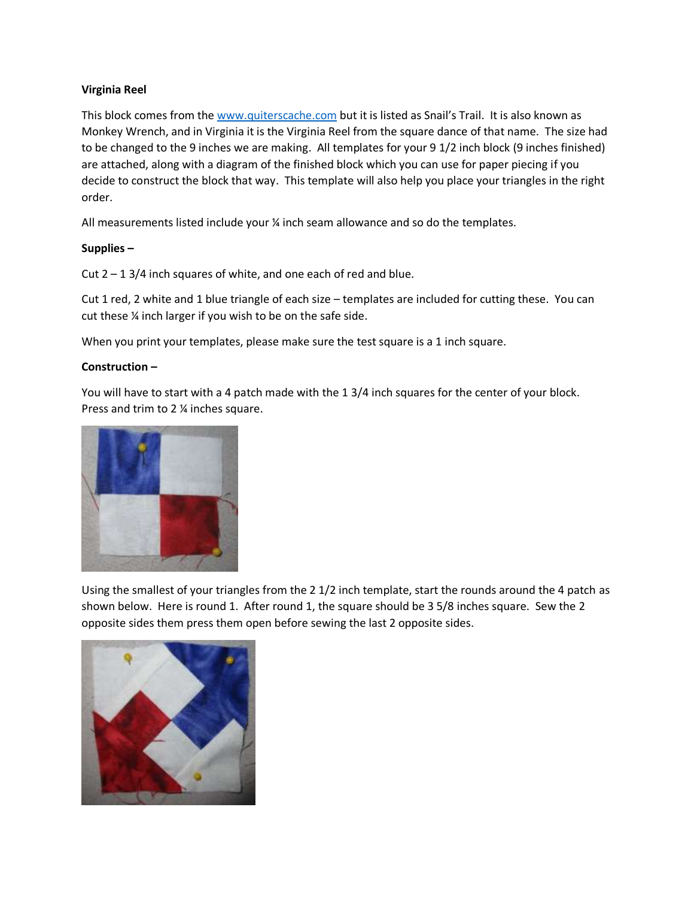**Virginia Reel**

This block comes from the www.quiterscache.com but it is listed as Snail's Trail. It is also known as Monkey Wrench, and in Virginia it is the Virginia Reel from the square dance of that name. The size had to be changed to the 9 inches we are making. All templates for your 9 1/2 inch block (9 inches finished) are attached, along with a diagram of the finished block which you can use for paper piecing if you decide to construct the block that way. This template will also help you place your triangles in the right order.

All measurements listed include your ¼ inch seam allowance and so do the templates.

**Supplies –**

Cut 2 – 1 3/4 inch squares of white, and one each of red and blue.

Cut 1 red, 2 white and 1 blue triangle of each size – templates are included for cutting these. You can cut these ¼ inch larger if you wish to be on the safe side.

When you print your templates, please make sure the test square is a 1 inch square.

**Construction –**

You will have to start with a 4 patch made with the 1 3/4 inch squares for the center of your block. Press and trim to 2 ¼ inches square.

Using the smallest of your triangles from the 2 1/2 inch template, start the rounds around the 4 patch as shown below. Here is round 1. After round 1, the square should be 3 5/8 inches square. Sew the 2 opposite sides them press them open before sewing the last 2 opposite sides.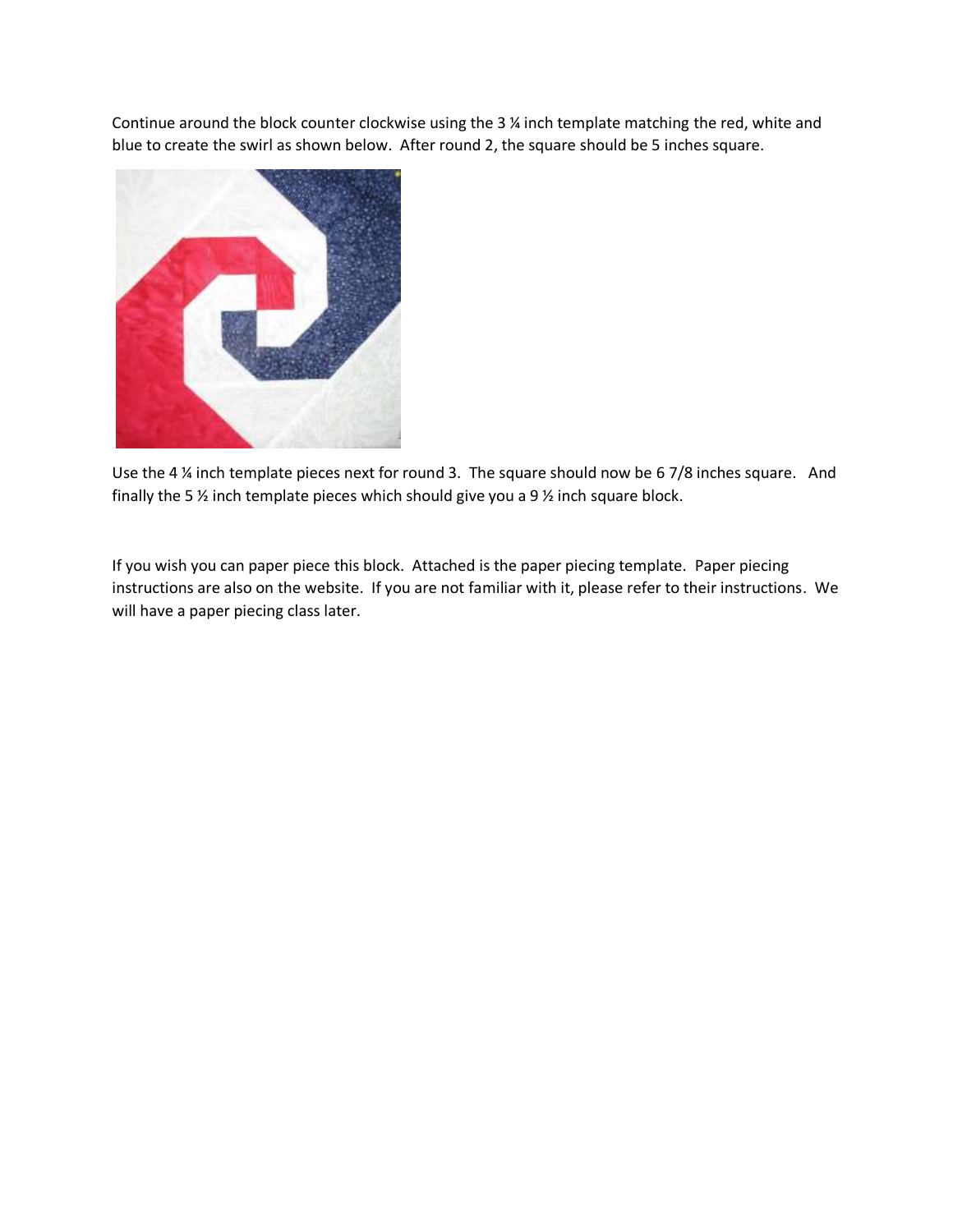Continue around the block counter clockwise using the 3 ¼ inch template matching the red, white and blue to create the swirl as shown below. After round 2, the square should be 5 inches square.

Use the 4 ¼ inch template pieces next for round 3. The square should now be 6 7/8 inches square. And finally the 5 ½ inch template pieces which should give you a 9 ½ inch square block.

If you wish you can paper piece this block. Attached is the paper piecing template. Paper piecing instructions are also on the website. If you are not familiar with it, please refer to their instructions. We will have a paper piecing class later.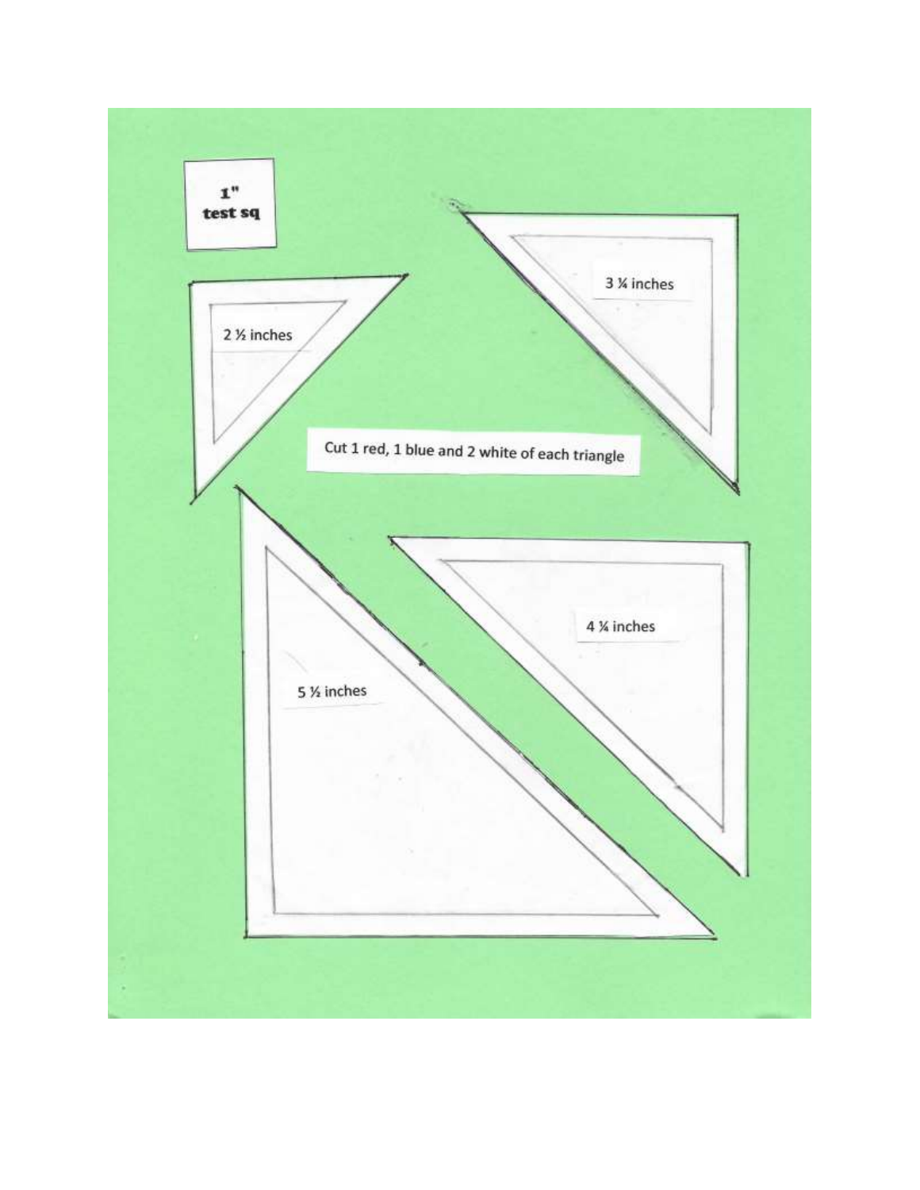1" test sq

2 ½ inches

3 ¼ inches

Cut 1 red, 1 blue and 2 white of each triangle

4 ¼ inches

5 ½ inches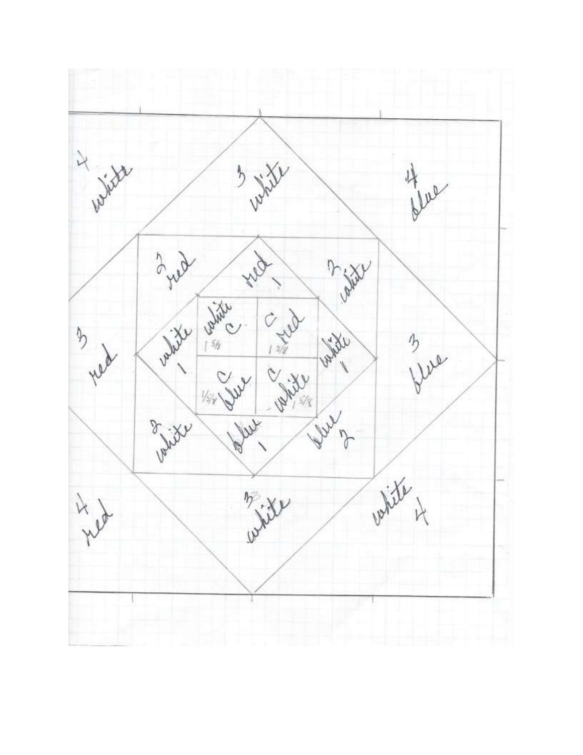4 white

3 white

4 blue

2 red

red 1

2 white

3 red

white 1

white C 1 5/8

C red 1 5/8

white 1

3 blue

C blue 1 5/8

C white 1 5/8

2 white

blue 1

blue 2

4 red

3 white

white 4